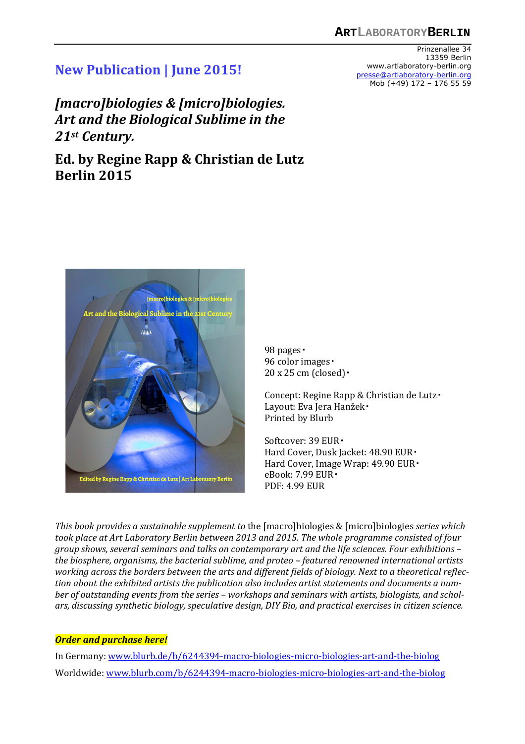**ArtLaboratoryBerlin**

Prinzenallee 34
13359 Berlin
www.artlaboratory-berlin.org
presse@artlaboratory-berlin.org
Mob (+49) 172 – 176 55 59

## New Publication | June 2015!

# *[macro]biologies & [micro]biologies. Art and the Biological Sublime in the 21st Century.*

## Ed. by Regine Rapp & Christian de Lutz
## Berlin 2015

98 pages ·
96 color images ·
20 x 25 cm (closed) ·

Concept: Regine Rapp & Christian de Lutz ·
Layout: Eva Jera Hanžek ·
Printed by Blurb

Softcover: 39 EUR ·
Hard Cover, Dusk Jacket: 48.90 EUR ·
Hard Cover, Image Wrap: 49.90 EUR ·
eBook: 7.99 EUR ·
PDF: 4.99 EUR

*This book provides a sustainable supplement to* the [macro]biologies & [micro]biologies *series which took place at Art Laboratory Berlin between 2013 and 2015. The whole programme consisted of four group shows, several seminars and talks on contemporary art and the life sciences. Four exhibitions – the biosphere, organisms, the bacterial sublime, and proteo – featured renowned international artists working across the borders between the arts and different fields of biology. Next to a theoretical reflection about the exhibited artists the publication also includes artist statements and documents a number of outstanding events from the series – workshops and seminars with artists, biologists, and scholars, discussing synthetic biology, speculative design, DIY Bio, and practical exercises in citizen science.*

***Order and purchase here!***

In Germany: www.blurb.de/b/6244394-macro-biologies-micro-biologies-art-and-the-biolog

Worldwide: www.blurb.com/b/6244394-macro-biologies-micro-biologies-art-and-the-biolog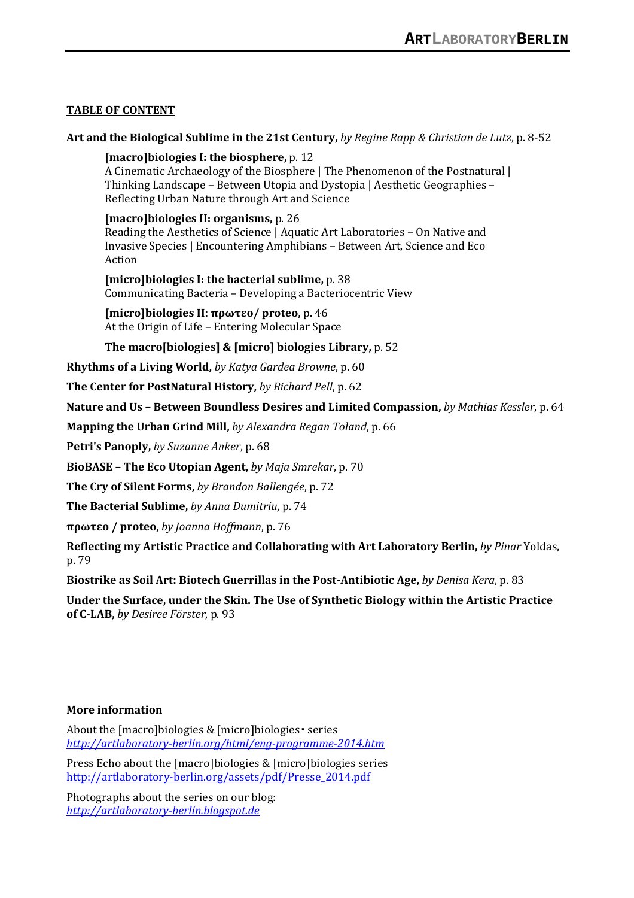## TABLE OF CONTENT

**Art and the Biological Sublime in the 21st Century,** *by Regine Rapp & Christian de Lutz*, p. 8-52

> **[macro]biologies I: the biosphere,** p. 12
> A Cinematic Archaeology of the Biosphere | The Phenomenon of the Postnatural | Thinking Landscape – Between Utopia and Dystopia | Aesthetic Geographies – Reflecting Urban Nature through Art and Science
>
> **[macro]biologies II: organisms,** p. 26
> Reading the Aesthetics of Science | Aquatic Art Laboratories – On Native and Invasive Species | Encountering Amphibians – Between Art, Science and Eco Action
>
> **[micro]biologies I: the bacterial sublime,** p. 38
> Communicating Bacteria – Developing a Bacteriocentric View
>
> **[micro]biologies II: πρωτεο/ proteo,** p. 46
> At the Origin of Life – Entering Molecular Space
>
> **The macro[biologies] & [micro] biologies Library,** p. 52

**Rhythms of a Living World,** *by Katya Gardea Browne*, p. 60

**The Center for PostNatural History,** *by Richard Pell*, p. 62

**Nature and Us – Between Boundless Desires and Limited Compassion,** *by Mathias Kessler*, p. 64

**Mapping the Urban Grind Mill,** *by Alexandra Regan Toland*, p. 66

**Petri's Panoply,** *by Suzanne Anker*, p. 68

**BioBASE – The Eco Utopian Agent,** *by Maja Smrekar*, p. 70

**The Cry of Silent Forms,** *by Brandon Ballengée*, p. 72

**The Bacterial Sublime,** *by Anna Dumitriu*, p. 74

**πρωτεο / proteo,** *by Joanna Hoffmann*, p. 76

**Reflecting my Artistic Practice and Collaborating with Art Laboratory Berlin,** *by Pinar* Yoldas, p. 79

**Biostrike as Soil Art: Biotech Guerrillas in the Post-Antibiotic Age,** *by Denisa Kera*, p. 83

**Under the Surface, under the Skin. The Use of Synthetic Biology within the Artistic Practice of C-LAB,** *by Desiree Förster*, p. 93

**More information**

About the [macro]biologies & [micro]biologies series
*http://artlaboratory-berlin.org/html/eng-programme-2014.htm*

Press Echo about the [macro]biologies & [micro]biologies series
http://artlaboratory-berlin.org/assets/pdf/Presse_2014.pdf

Photographs about the series on our blog:
*http://artlaboratory-berlin.blogspot.de*